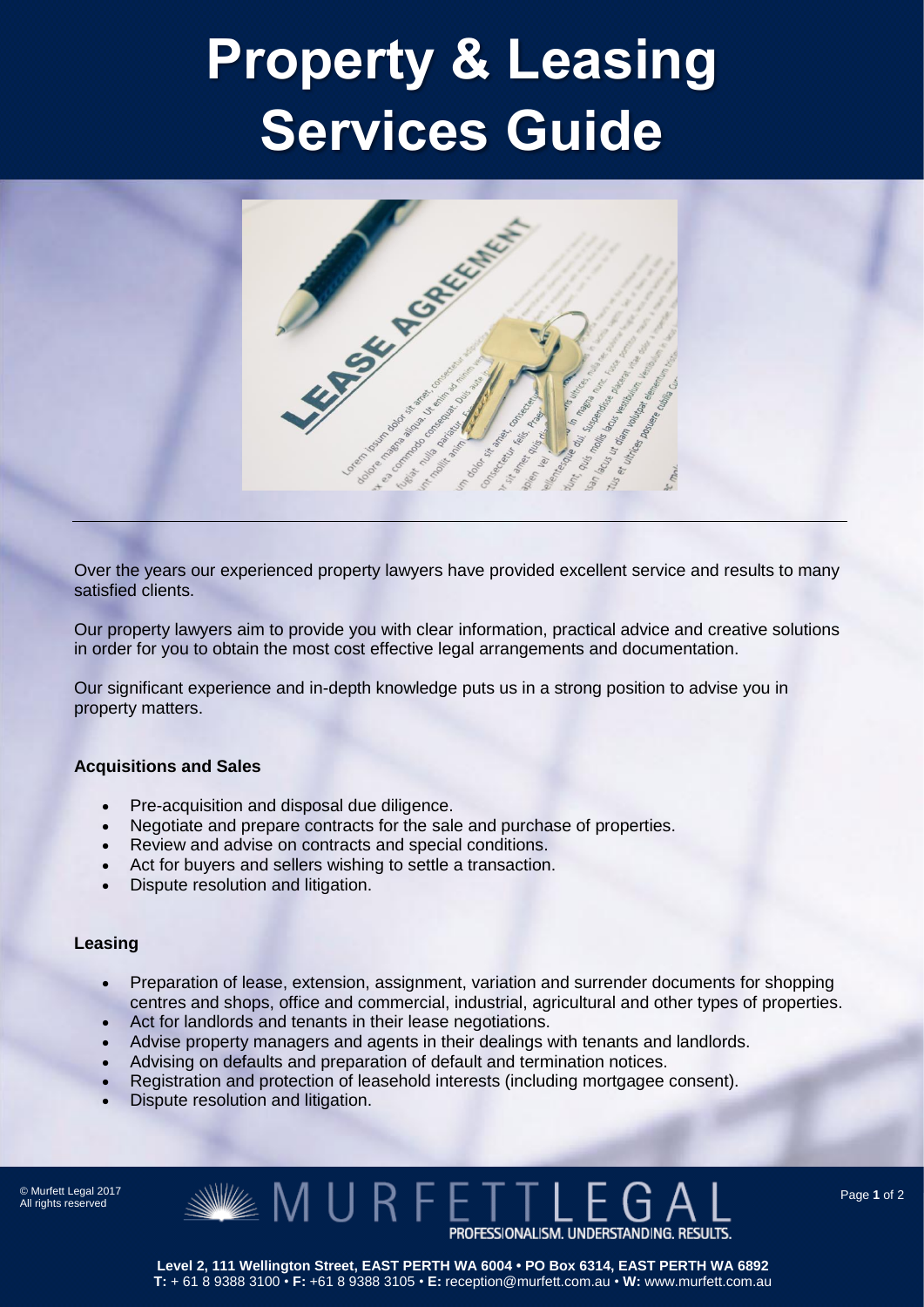# Property & Leasing Services Guide

Over the years our experienced property lawyers have provided excellent service and results to many satisfied clients.

Our property lawyers aim to provide you with clear information, practical advice and creative solutions in order for you to obtain the most cost effective legal arrangements and documentation.

Our significant experience and in-depth knowledge puts us in a strong position to advise you in property matters.

**Acquisitions and Sales**

- Pre-acquisition and disposal due diligence.
- Negotiate and prepare contracts for the sale and purchase of properties.
- Review and advise on contracts and special conditions.
- Act for buyers and sellers wishing to settle a transaction.
- Dispute resolution and litigation.

**Leasing**

- Preparation of lease, extension, assignment, variation and surrender documents for shopping centres and shops, office and commercial, industrial, agricultural and other types of properties.
- Act for landlords and tenants in their lease negotiations.
- Advise property managers and agents in their dealings with tenants and landlords.
- Advising on defaults and preparation of default and termination notices.
- Registration and protection of leasehold interests (including mortgagee consent).
- Dispute resolution and litigation.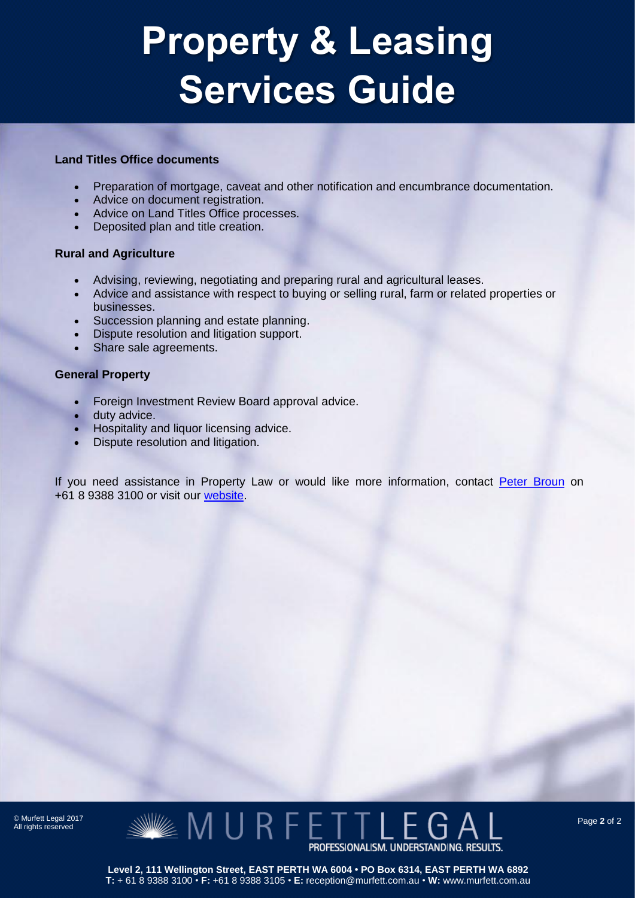# Property & Leasing Services Guide

**Land Titles Office documents**

- Preparation of mortgage, caveat and other notification and encumbrance documentation.
- Advice on document registration.
- Advice on Land Titles Office processes.
- Deposited plan and title creation.

**Rural and Agriculture**

- Advising, reviewing, negotiating and preparing rural and agricultural leases.
- Advice and assistance with respect to buying or selling rural, farm or related properties or businesses.
- Succession planning and estate planning.
- Dispute resolution and litigation support.
- Share sale agreements.

**General Property**

- Foreign Investment Review Board approval advice.
- duty advice.
- Hospitality and liquor licensing advice.
- Dispute resolution and litigation.

If you need assistance in Property Law or would like more information, contact Peter Broun on +61 8 9388 3100 or visit our website.

© Murfett Legal 2017
All rights reserved

MURFETTLEGAL
PROFESSIONALISM. UNDERSTANDING. RESULTS.

**Level 2, 111 Wellington Street, EAST PERTH WA 6004 • PO Box 6314, EAST PERTH WA 6892**
**T:** + 61 8 9388 3100 • **F:** +61 8 9388 3105 • **E:** reception@murfett.com.au • **W:** www.murfett.com.au